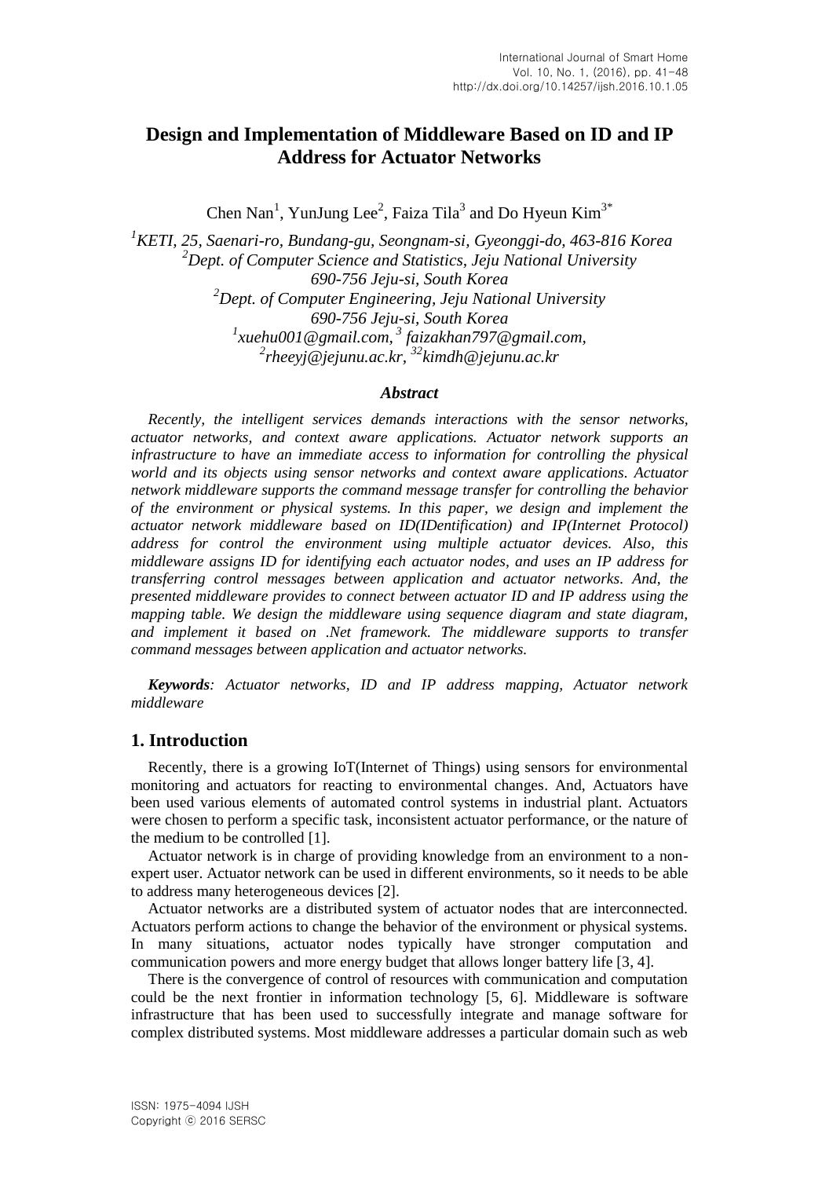# Design and Implementation of Middleware Based on ID and IP Address for Actuator Networks

Chen Nan[1], YunJung Lee[2], Faiza Tila[3] and Do Hyeun Kim[3*]

*[1]KETI, 25, Saenari-ro, Bundang-gu, Seongnam-si, Gyeonggi-do, 463-816 Korea*
*[2]Dept. of Computer Science and Statistics, Jeju National University 690-756 Jeju-si, South Korea*
*[2]Dept. of Computer Engineering, Jeju National University 690-756 Jeju-si, South Korea*
*[1]xuehu001@gmail.com, [3] faizakhan797@gmail.com, [2]rheeyj@jejunu.ac.kr, [32]kimdh@jejunu.ac.kr*

### *Abstract*

*Recently, the intelligent services demands interactions with the sensor networks, actuator networks, and context aware applications. Actuator network supports an infrastructure to have an immediate access to information for controlling the physical world and its objects using sensor networks and context aware applications. Actuator network middleware supports the command message transfer for controlling the behavior of the environment or physical systems. In this paper, we design and implement the actuator network middleware based on ID(IDentification) and IP(Internet Protocol) address for control the environment using multiple actuator devices. Also, this middleware assigns ID for identifying each actuator nodes, and uses an IP address for transferring control messages between application and actuator networks. And, the presented middleware provides to connect between actuator ID and IP address using the mapping table. We design the middleware using sequence diagram and state diagram, and implement it based on .Net framework. The middleware supports to transfer command messages between application and actuator networks.*

***Keywords****: Actuator networks, ID and IP address mapping, Actuator network middleware*

## 1. Introduction

Recently, there is a growing IoT(Internet of Things) using sensors for environmental monitoring and actuators for reacting to environmental changes. And, Actuators have been used various elements of automated control systems in industrial plant. Actuators were chosen to perform a specific task, inconsistent actuator performance, or the nature of the medium to be controlled [1].

Actuator network is in charge of providing knowledge from an environment to a non-expert user. Actuator network can be used in different environments, so it needs to be able to address many heterogeneous devices [2].

Actuator networks are a distributed system of actuator nodes that are interconnected. Actuators perform actions to change the behavior of the environment or physical systems. In many situations, actuator nodes typically have stronger computation and communication powers and more energy budget that allows longer battery life [3, 4].

There is the convergence of control of resources with communication and computation could be the next frontier in information technology [5, 6]. Middleware is software infrastructure that has been used to successfully integrate and manage software for complex distributed systems. Most middleware addresses a particular domain such as web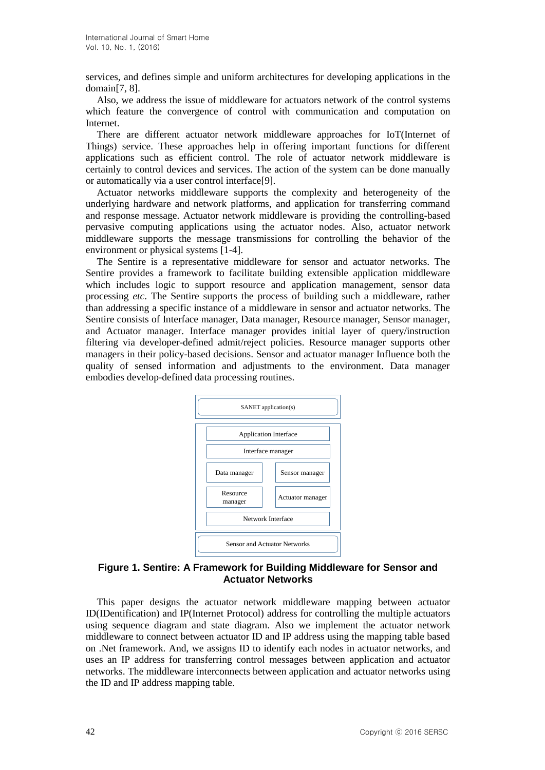services, and defines simple and uniform architectures for developing applications in the domain[7, 8].

Also, we address the issue of middleware for actuators network of the control systems which feature the convergence of control with communication and computation on Internet.

There are different actuator network middleware approaches for IoT(Internet of Things) service. These approaches help in offering important functions for different applications such as efficient control. The role of actuator network middleware is certainly to control devices and services. The action of the system can be done manually or automatically via a user control interface[9].

Actuator networks middleware supports the complexity and heterogeneity of the underlying hardware and network platforms, and application for transferring command and response message. Actuator network middleware is providing the controlling-based pervasive computing applications using the actuator nodes. Also, actuator network middleware supports the message transmissions for controlling the behavior of the environment or physical systems [1-4].

The Sentire is a representative middleware for sensor and actuator networks. The Sentire provides a framework to facilitate building extensible application middleware which includes logic to support resource and application management, sensor data processing *etc*. The Sentire supports the process of building such a middleware, rather than addressing a specific instance of a middleware in sensor and actuator networks. The Sentire consists of Interface manager, Data manager, Resource manager, Sensor manager, and Actuator manager. Interface manager provides initial layer of query/instruction filtering via developer-defined admit/reject policies. Resource manager supports other managers in their policy-based decisions. Sensor and actuator manager Influence both the quality of sensed information and adjustments to the environment. Data manager embodies develop-defined data processing routines.

| SANET application(s) | |
|---|---|
| Application Interface | |
| Interface manager | |
| Data manager | Sensor manager |
| Resource manager | Actuator manager |
| Network Interface | |
| Sensor and Actuator Networks | |

**Figure 1. Sentire: A Framework for Building Middleware for Sensor and Actuator Networks**

This paper designs the actuator network middleware mapping between actuator ID(IDentification) and IP(Internet Protocol) address for controlling the multiple actuators using sequence diagram and state diagram. Also we implement the actuator network middleware to connect between actuator ID and IP address using the mapping table based on .Net framework. And, we assigns ID to identify each nodes in actuator networks, and uses an IP address for transferring control messages between application and actuator networks. The middleware interconnects between application and actuator networks using the ID and IP address mapping table.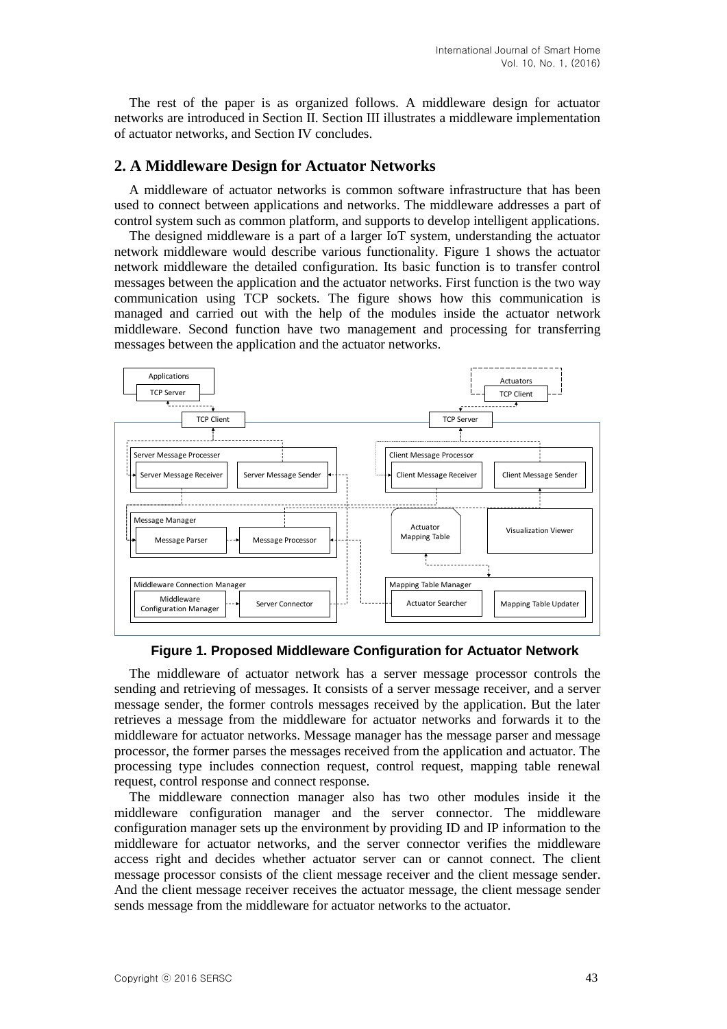The rest of the paper is as organized follows. A middleware design for actuator networks are introduced in Section II. Section III illustrates a middleware implementation of actuator networks, and Section IV concludes.

## 2. A Middleware Design for Actuator Networks

A middleware of actuator networks is common software infrastructure that has been used to connect between applications and networks. The middleware addresses a part of control system such as common platform, and supports to develop intelligent applications.

The designed middleware is a part of a larger IoT system, understanding the actuator network middleware would describe various functionality. Figure 1 shows the actuator network middleware the detailed configuration. Its basic function is to transfer control messages between the application and the actuator networks. First function is the two way communication using TCP sockets. The figure shows how this communication is managed and carried out with the help of the modules inside the actuator network middleware. Second function have two management and processing for transferring messages between the application and the actuator networks.

**Figure 1. Proposed Middleware Configuration for Actuator Network**

The middleware of actuator network has a server message processor controls the sending and retrieving of messages. It consists of a server message receiver, and a server message sender, the former controls messages received by the application. But the later retrieves a message from the middleware for actuator networks and forwards it to the middleware for actuator networks. Message manager has the message parser and message processor, the former parses the messages received from the application and actuator. The processing type includes connection request, control request, mapping table renewal request, control response and connect response.

The middleware connection manager also has two other modules inside it the middleware configuration manager and the server connector. The middleware configuration manager sets up the environment by providing ID and IP information to the middleware for actuator networks, and the server connector verifies the middleware access right and decides whether actuator server can or cannot connect. The client message processor consists of the client message receiver and the client message sender. And the client message receiver receives the actuator message, the client message sender sends message from the middleware for actuator networks to the actuator.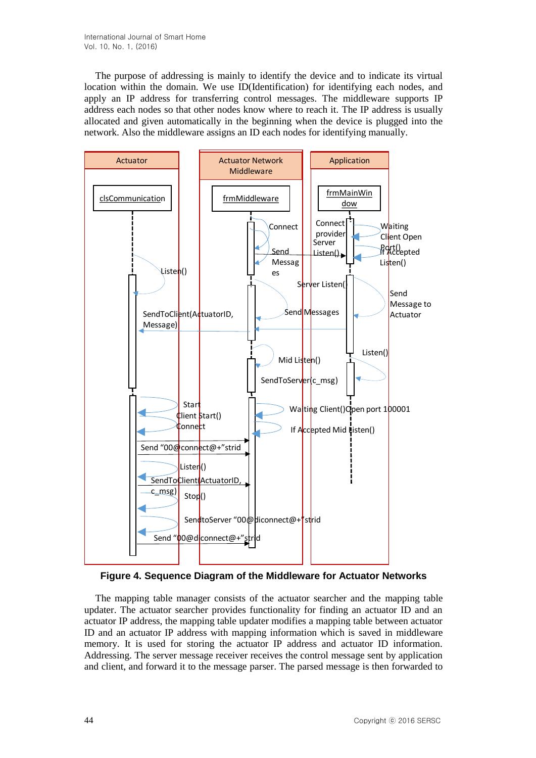The purpose of addressing is mainly to identify the device and to indicate its virtual location within the domain. We use ID(Identification) for identifying each nodes, and apply an IP address for transferring control messages. The middleware supports IP address each nodes so that other nodes know where to reach it. The IP address is usually allocated and given automatically in the beginning when the device is plugged into the network. Also the middleware assigns an ID each nodes for identifying manually.

**Figure 4. Sequence Diagram of the Middleware for Actuator Networks**

The mapping table manager consists of the actuator searcher and the mapping table updater. The actuator searcher provides functionality for finding an actuator ID and an actuator IP address, the mapping table updater modifies a mapping table between actuator ID and an actuator IP address with mapping information which is saved in middleware memory. It is used for storing the actuator IP address and actuator ID information. Addressing. The server message receiver receives the control message sent by application and client, and forward it to the message parser. The parsed message is then forwarded to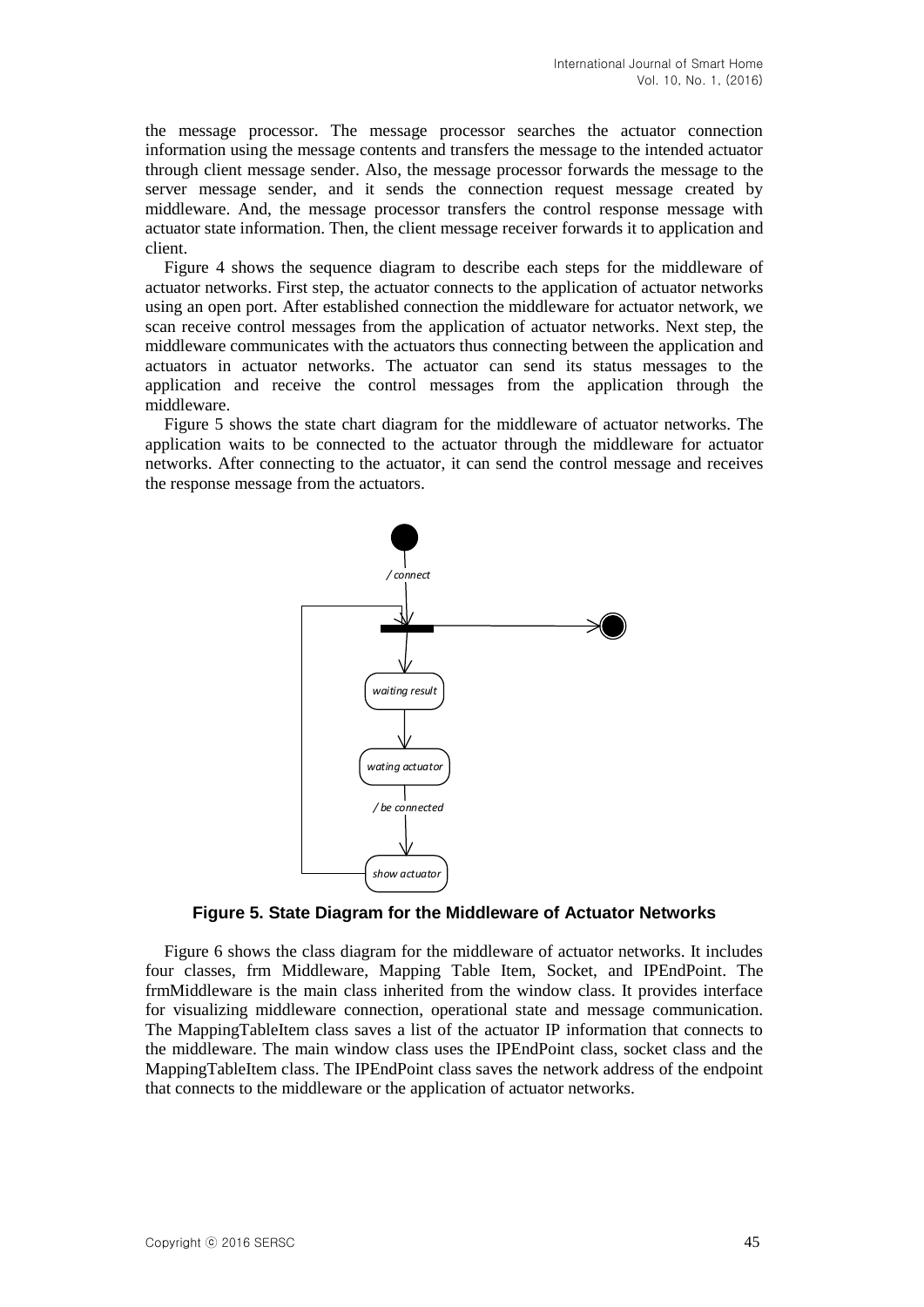the message processor. The message processor searches the actuator connection information using the message contents and transfers the message to the intended actuator through client message sender. Also, the message processor forwards the message to the server message sender, and it sends the connection request message created by middleware. And, the message processor transfers the control response message with actuator state information. Then, the client message receiver forwards it to application and client.

Figure 4 shows the sequence diagram to describe each steps for the middleware of actuator networks. First step, the actuator connects to the application of actuator networks using an open port. After established connection the middleware for actuator network, we scan receive control messages from the application of actuator networks. Next step, the middleware communicates with the actuators thus connecting between the application and actuators in actuator networks. The actuator can send its status messages to the application and receive the control messages from the application through the middleware.

Figure 5 shows the state chart diagram for the middleware of actuator networks. The application waits to be connected to the actuator through the middleware for actuator networks. After connecting to the actuator, it can send the control message and receives the response message from the actuators.

**Figure 5. State Diagram for the Middleware of Actuator Networks**

Figure 6 shows the class diagram for the middleware of actuator networks. It includes four classes, frm Middleware, Mapping Table Item, Socket, and IPEndPoint. The frmMiddleware is the main class inherited from the window class. It provides interface for visualizing middleware connection, operational state and message communication. The MappingTableItem class saves a list of the actuator IP information that connects to the middleware. The main window class uses the IPEndPoint class, socket class and the MappingTableItem class. The IPEndPoint class saves the network address of the endpoint that connects to the middleware or the application of actuator networks.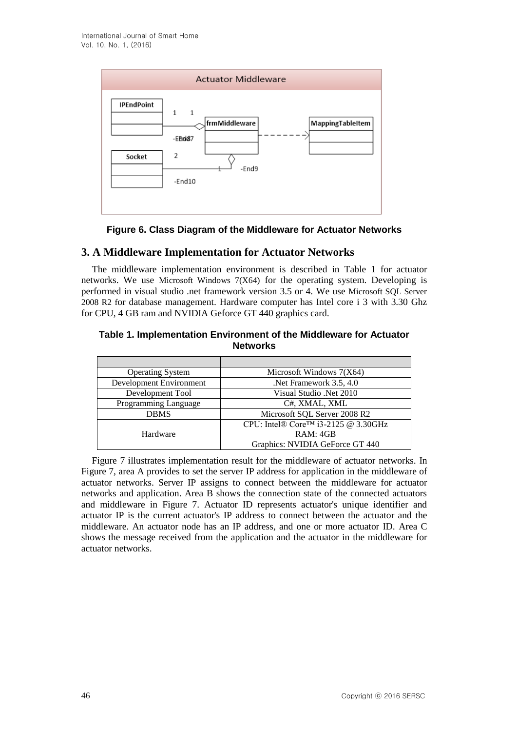Figure 6. Class Diagram of the Middleware for Actuator Networks

## 3. A Middleware Implementation for Actuator Networks

The middleware implementation environment is described in Table 1 for actuator networks. We use Microsoft Windows 7(X64) for the operating system. Developing is performed in visual studio .net framework version 3.5 or 4. We use Microsoft SQL Server 2008 R2 for database management. Hardware computer has Intel core i 3 with 3.30 Ghz for CPU, 4 GB ram and NVIDIA Geforce GT 440 graphics card.

**Table 1. Implementation Environment of the Middleware for Actuator Networks**

| | |
|---|---|
| Operating System | Microsoft Windows 7(X64) |
| Development Environment | .Net Framework 3.5, 4.0 |
| Development Tool | Visual Studio .Net 2010 |
| Programming Language | C#, XMAL, XML |
| DBMS | Microsoft SQL Server 2008 R2 |
| Hardware | CPU: Intel® Core™ i3-2125 @ 3.30GHz<br>RAM: 4GB<br>Graphics: NVIDIA GeForce GT 440 |

Figure 7 illustrates implementation result for the middleware of actuator networks. In Figure 7, area A provides to set the server IP address for application in the middleware of actuator networks. Server IP assigns to connect between the middleware for actuator networks and application. Area B shows the connection state of the connected actuators and middleware in Figure 7. Actuator ID represents actuator's unique identifier and actuator IP is the current actuator's IP address to connect between the actuator and the middleware. An actuator node has an IP address, and one or more actuator ID. Area C shows the message received from the application and the actuator in the middleware for actuator networks.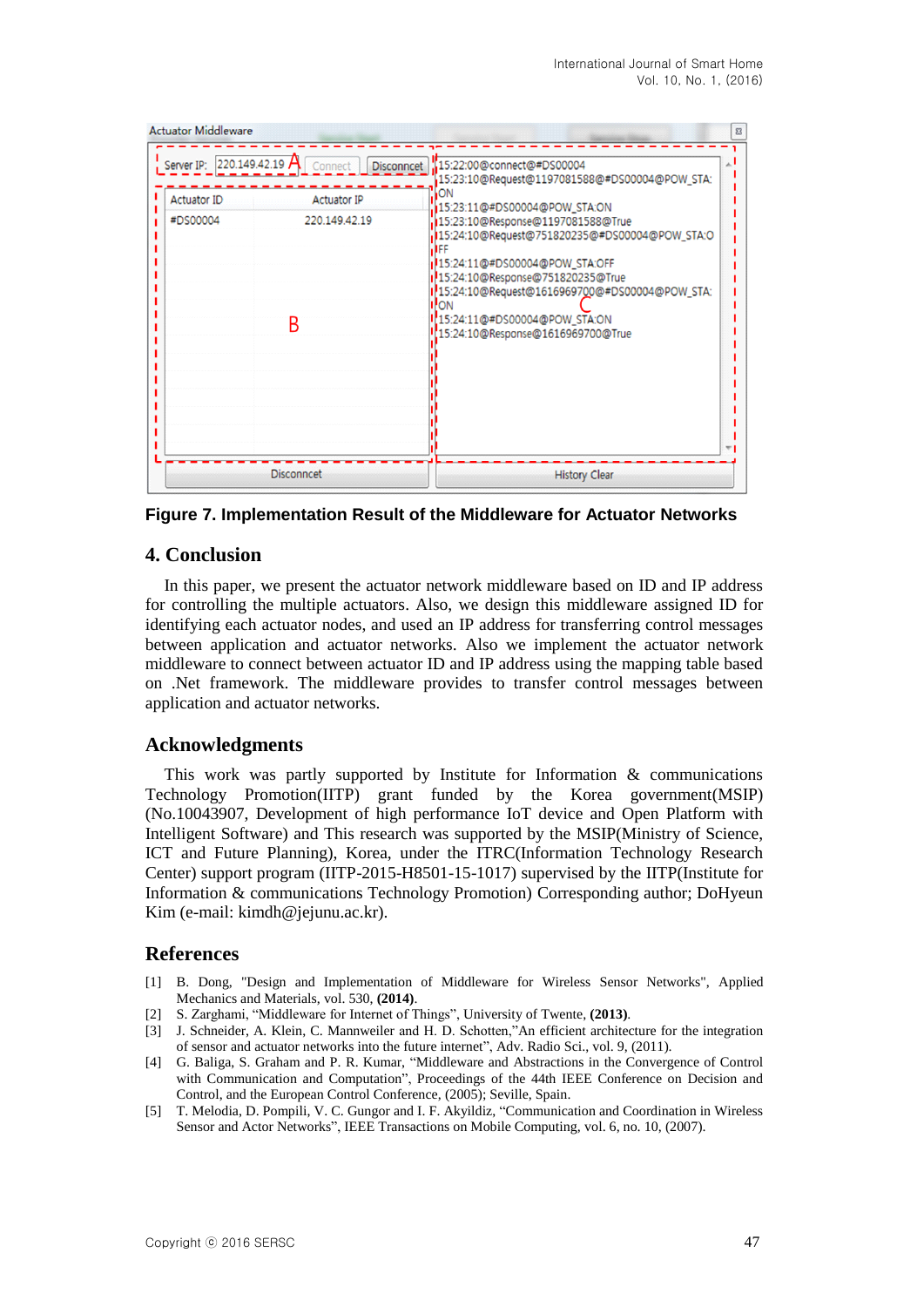Figure 7. Implementation Result of the Middleware for Actuator Networks

## 4. Conclusion

In this paper, we present the actuator network middleware based on ID and IP address for controlling the multiple actuators. Also, we design this middleware assigned ID for identifying each actuator nodes, and used an IP address for transferring control messages between application and actuator networks. Also we implement the actuator network middleware to connect between actuator ID and IP address using the mapping table based on .Net framework. The middleware provides to transfer control messages between application and actuator networks.

## Acknowledgments

This work was partly supported by Institute for Information & communications Technology Promotion(IITP) grant funded by the Korea government(MSIP) (No.10043907, Development of high performance IoT device and Open Platform with Intelligent Software) and This research was supported by the MSIP(Ministry of Science, ICT and Future Planning), Korea, under the ITRC(Information Technology Research Center) support program (IITP-2015-H8501-15-1017) supervised by the IITP(Institute for Information & communications Technology Promotion) Corresponding author; DoHyeun Kim (e-mail: kimdh@jejunu.ac.kr).

## References

[1] B. Dong, "Design and Implementation of Middleware for Wireless Sensor Networks", Applied Mechanics and Materials, vol. 530, **(2014)**.

[2] S. Zarghami, "Middleware for Internet of Things", University of Twente, **(2013)**.

[3] J. Schneider, A. Klein, C. Mannweiler and H. D. Schotten,"An efficient architecture for the integration of sensor and actuator networks into the future internet", Adv. Radio Sci., vol. 9, (2011).

[4] G. Baliga, S. Graham and P. R. Kumar, "Middleware and Abstractions in the Convergence of Control with Communication and Computation", Proceedings of the 44th IEEE Conference on Decision and Control, and the European Control Conference, (2005); Seville, Spain.

[5] T. Melodia, D. Pompili, V. C. Gungor and I. F. Akyildiz, "Communication and Coordination in Wireless Sensor and Actor Networks", IEEE Transactions on Mobile Computing, vol. 6, no. 10, (2007).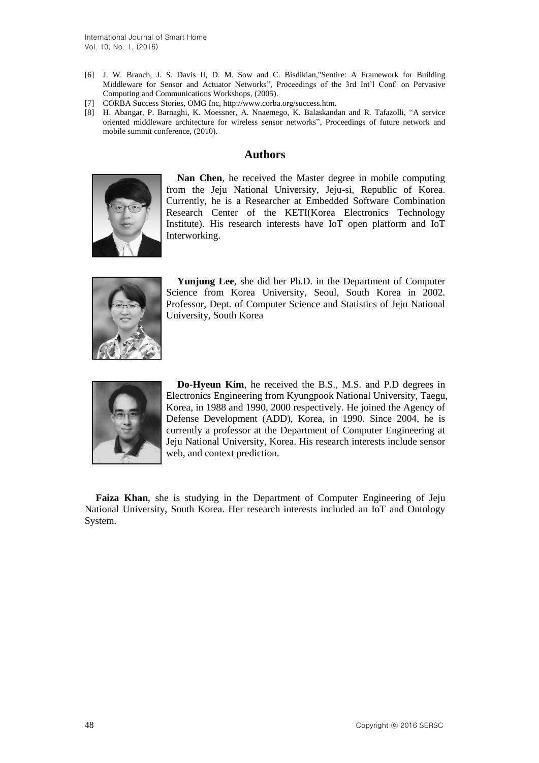[6] J. W. Branch, J. S. Davis II, D. M. Sow and C. Bisdikian,"Sentire: A Framework for Building Middleware for Sensor and Actuator Networks", Proceedings of the 3rd Int'l Conf. on Pervasive Computing and Communications Workshops, (2005).

[7] CORBA Success Stories, OMG Inc, http://www.corba.org/success.htm.

[8] H. Abangar, P. Barnaghi, K. Moessner, A. Nnaemego, K. Balaskandan and R. Tafazolli, "A service oriented middleware architecture for wireless sensor networks", Proceedings of future network and mobile summit conference, (2010).

## Authors

**Nan Chen**, he received the Master degree in mobile computing from the Jeju National University, Jeju-si, Republic of Korea. Currently, he is a Researcher at Embedded Software Combination Research Center of the KETI(Korea Electronics Technology Institute). His research interests have IoT open platform and IoT Interworking.

**Yunjung Lee**, she did her Ph.D. in the Department of Computer Science from Korea University, Seoul, South Korea in 2002. Professor, Dept. of Computer Science and Statistics of Jeju National University, South Korea

**Do-Hyeun Kim**, he received the B.S., M.S. and P.D degrees in Electronics Engineering from Kyungpook National University, Taegu, Korea, in 1988 and 1990, 2000 respectively. He joined the Agency of Defense Development (ADD), Korea, in 1990. Since 2004, he is currently a professor at the Department of Computer Engineering at Jeju National University, Korea. His research interests include sensor web, and context prediction.

**Faiza Khan**, she is studying in the Department of Computer Engineering of Jeju National University, South Korea. Her research interests included an IoT and Ontology System.